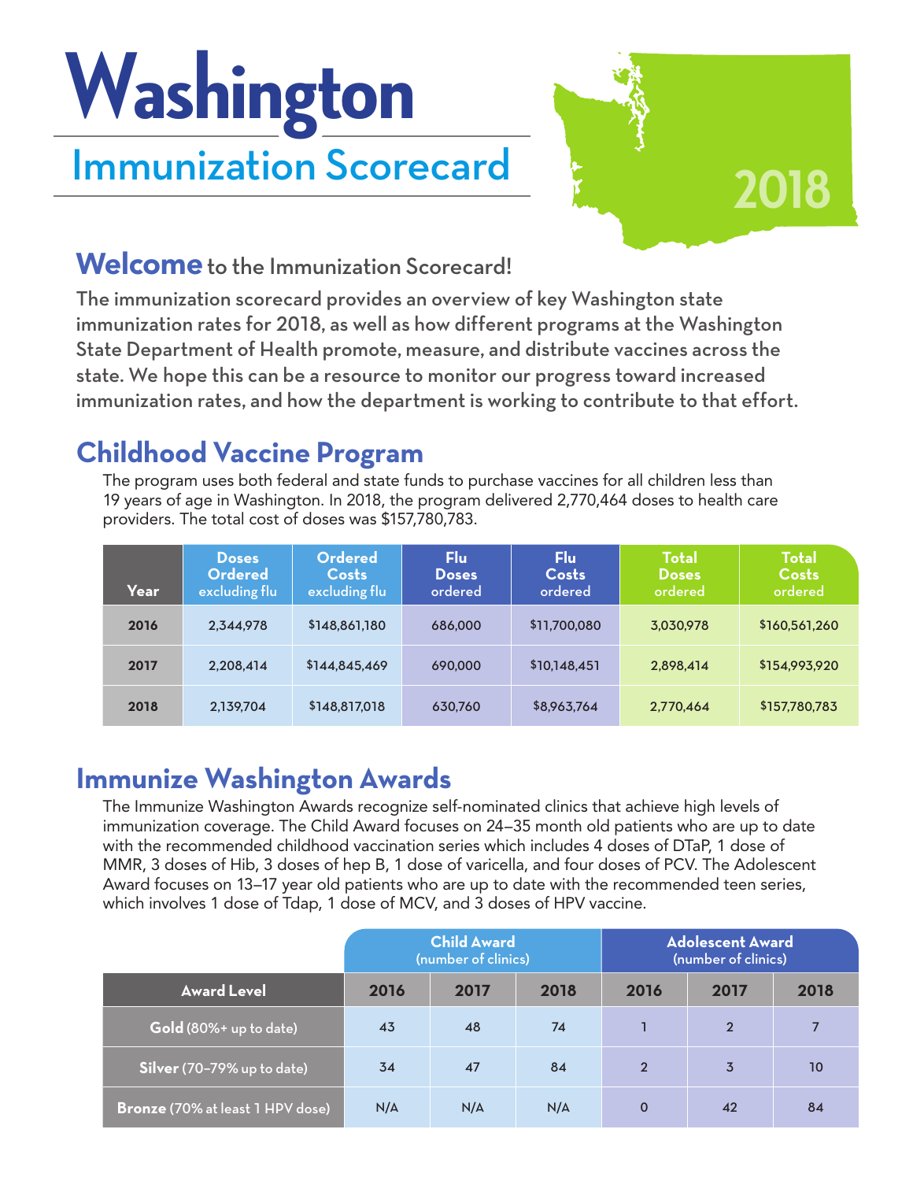# Washington

## Immunization Scorecard

2018

## Welcome to the Immunization Scorecard!

The immunization scorecard provides an overview of key Washington state immunization rates for 2018, as well as how different programs at the Washington State Department of Health promote, measure, and distribute vaccines across the state. We hope this can be a resource to monitor our progress toward increased immunization rates, and how the department is working to contribute to that effort.

## Childhood Vaccine Program

The program uses both federal and state funds to purchase vaccines for all children less than 19 years of age in Washington. In 2018, the program delivered 2,770,464 doses to health care providers. The total cost of doses was $157,780,783.

| Year | Doses Ordered excluding flu | Ordered Costs excluding flu | Flu Doses ordered | Flu Costs ordered | Total Doses ordered | Total Costs ordered |
|---|---|---|---|---|---|---|
| 2016 | 2,344,978 | $148,861,180 | 686,000 | $11,700,080 | 3,030,978 | $160,561,260 |
| 2017 | 2,208,414 | $144,845,469 | 690,000 | $10,148,451 | 2,898,414 | $154,993,920 |
| 2018 | 2,139,704 | $148,817,018 | 630,760 | $8,963,764 | 2,770,464 | $157,780,783 |

## Immunize Washington Awards

The Immunize Washington Awards recognize self-nominated clinics that achieve high levels of immunization coverage. The Child Award focuses on 24–35 month old patients who are up to date with the recommended childhood vaccination series which includes 4 doses of DTaP, 1 dose of MMR, 3 doses of Hib, 3 doses of hep B, 1 dose of varicella, and four doses of PCV. The Adolescent Award focuses on 13–17 year old patients who are up to date with the recommended teen series, which involves 1 dose of Tdap, 1 dose of MCV, and 3 doses of HPV vaccine.

| | Child Award (number of clinics) | | | Adolescent Award (number of clinics) | | |
|---|---|---|---|---|---|---|
| **Award Level** | **2016** | **2017** | **2018** | **2016** | **2017** | **2018** |
| **Gold** (80%+ up to date) | 43 | 48 | 74 | 1 | 2 | 7 |
| **Silver** (70–79% up to date) | 34 | 47 | 84 | 2 | 3 | 10 |
| **Bronze** (70% at least 1 HPV dose) | N/A | N/A | N/A | 0 | 42 | 84 |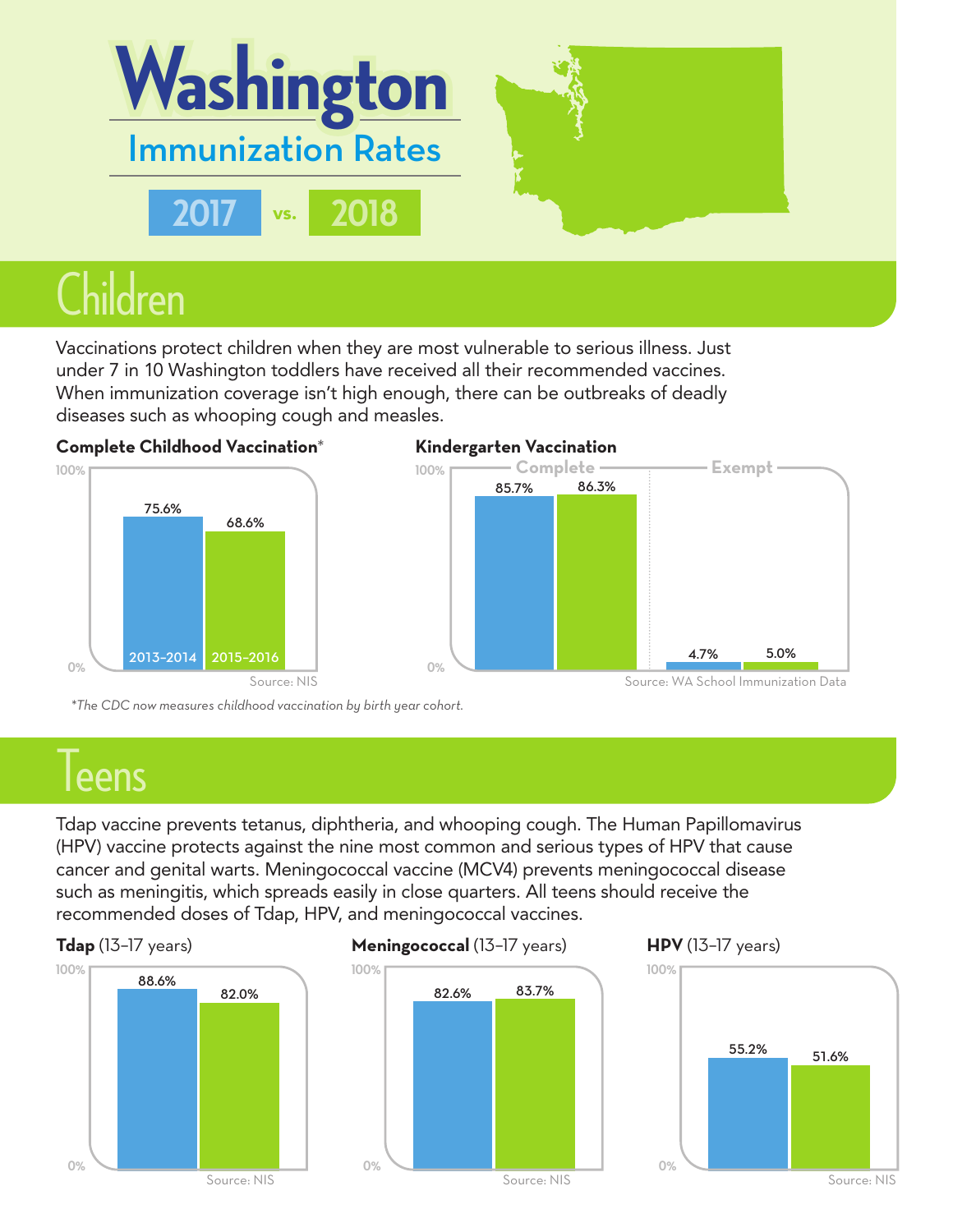# Washington

## Immunization Rates

**2017** vs. **2018**

## Children

Vaccinations protect children when they are most vulnerable to serious illness. Just under 7 in 10 Washington toddlers have received all their recommended vaccines. When immunization coverage isn't high enough, there can be outbreaks of deadly diseases such as whooping cough and measles.

**Complete Childhood Vaccination***

| | 2013–2014 | 2015–2016 |
|---|---|---|
| Complete Childhood Vaccination | 75.6% | 68.6% |

Source: NIS

**Kindergarten Vaccination**

| | 2017 | 2018 |
|---|---|---|
| Complete | 85.7% | 86.3% |
| Exempt | 4.7% | 5.0% |

Source: WA School Immunization Data

*The CDC now measures childhood vaccination by birth year cohort.*

## Teens

Tdap vaccine prevents tetanus, diphtheria, and whooping cough. The Human Papillomavirus (HPV) vaccine protects against the nine most common and serious types of HPV that cause cancer and genital warts. Meningococcal vaccine (MCV4) prevents meningococcal disease such as meningitis, which spreads easily in close quarters. All teens should receive the recommended doses of Tdap, HPV, and meningococcal vaccines.

| | 2017 | 2018 |
|---|---|---|
| **Tdap** (13–17 years) | 88.6% | 82.0% |
| **Meningococcal** (13–17 years) | 82.6% | 83.7% |
| **HPV** (13–17 years) | 55.2% | 51.6% |

Source: NIS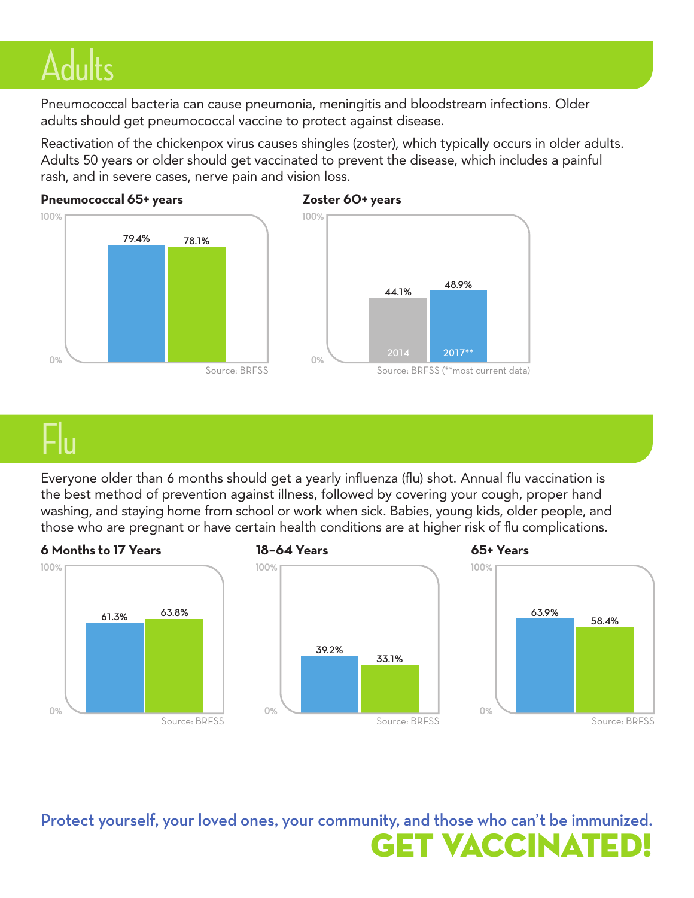# Adults

Pneumococcal bacteria can cause pneumonia, meningitis and bloodstream infections. Older adults should get pneumococcal vaccine to protect against disease.

Reactivation of the chickenpox virus causes shingles (zoster), which typically occurs in older adults. Adults 50 years or older should get vaccinated to prevent the disease, which includes a painful rash, and in severe cases, nerve pain and vision loss.

**Pneumococcal 65+ years**

100%

79.4%

78.1%

0%

Source: BRFSS

**Zoster 60+ years**

100%

44.1%

48.9%

2014

2017**

0%

Source: BRFSS (**most current data)

# Flu

Everyone older than 6 months should get a yearly influenza (flu) shot. Annual flu vaccination is the best method of prevention against illness, followed by covering your cough, proper hand washing, and staying home from school or work when sick. Babies, young kids, older people, and those who are pregnant or have certain health conditions are at higher risk of flu complications.

**6 Months to 17 Years**

100%

61.3%

63.8%

0%

Source: BRFSS

**18–64 Years**

100%

39.2%

33.1%

0%

Source: BRFSS

**65+ Years**

100%

63.9%

58.4%

0%

Source: BRFSS

Protect yourself, your loved ones, your community, and those who can't be immunized.

**GET VACCINATED!**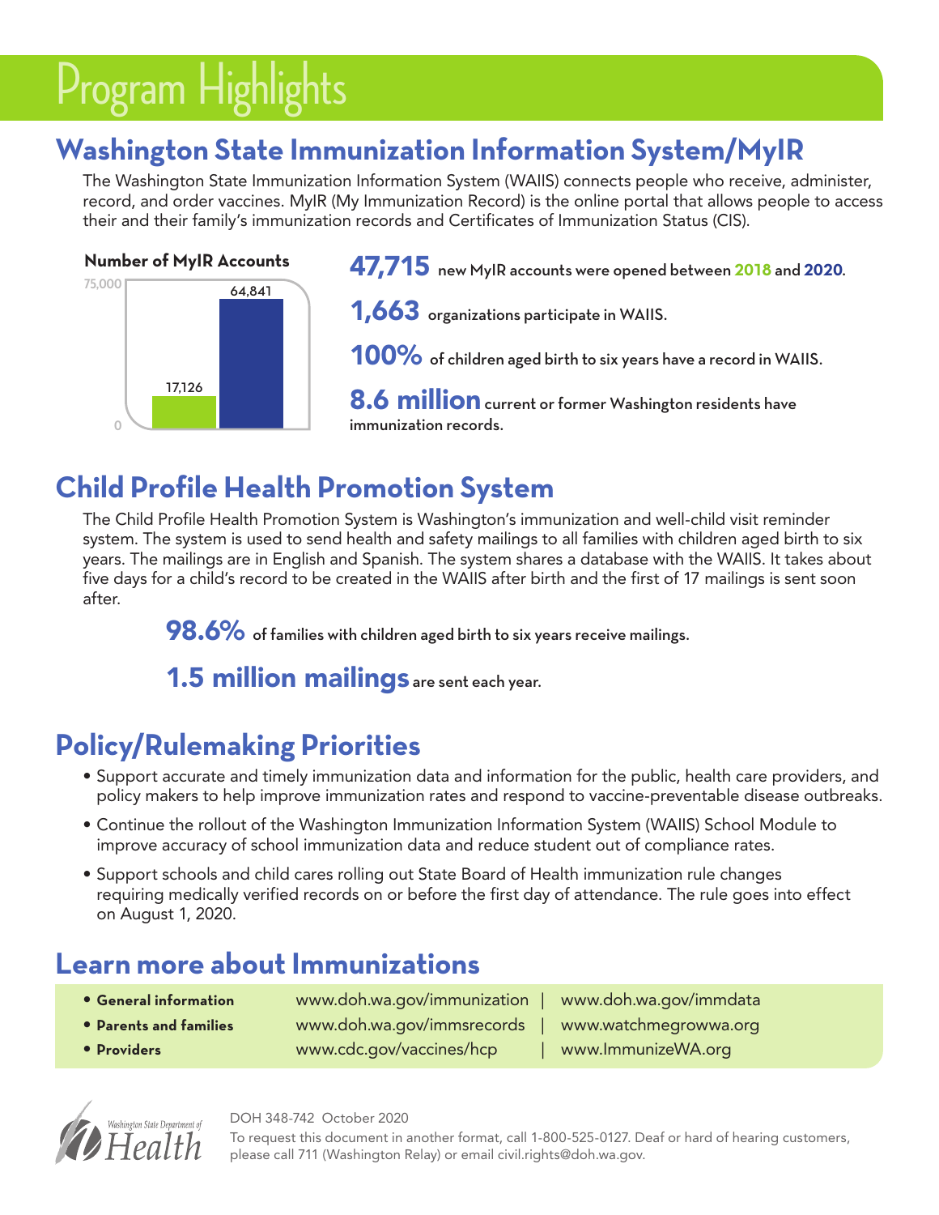# Program Highlights

## Washington State Immunization Information System/MyIR

The Washington State Immunization Information System (WAIIS) connects people who receive, administer, record, and order vaccines. MyIR (My Immunization Record) is the online portal that allows people to access their and their family's immunization records and Certificates of Immunization Status (CIS).

**Number of MyIR Accounts**

75,000
0
17,126
64,841

**47,715** new MyIR accounts were opened between **2018** and **2020**.

**1,663** organizations participate in WAIIS.

**100%** of children aged birth to six years have a record in WAIIS.

**8.6 million** current or former Washington residents have immunization records.

## Child Profile Health Promotion System

The Child Profile Health Promotion System is Washington's immunization and well-child visit reminder system. The system is used to send health and safety mailings to all families with children aged birth to six years. The mailings are in English and Spanish. The system shares a database with the WAIIS. It takes about five days for a child's record to be created in the WAIIS after birth and the first of 17 mailings is sent soon after.

**98.6%** of families with children aged birth to six years receive mailings.

**1.5 million mailings** are sent each year.

## Policy/Rulemaking Priorities

- Support accurate and timely immunization data and information for the public, health care providers, and policy makers to help improve immunization rates and respond to vaccine-preventable disease outbreaks.
- Continue the rollout of the Washington Immunization Information System (WAIIS) School Module to improve accuracy of school immunization data and reduce student out of compliance rates.
- Support schools and child cares rolling out State Board of Health immunization rule changes requiring medically verified records on or before the first day of attendance. The rule goes into effect on August 1, 2020.

## Learn more about Immunizations

| | | |
|---|---|---|
| • **General information** | www.doh.wa.gov/immunization | www.doh.wa.gov/immdata |
| • **Parents and families** | www.doh.wa.gov/immsrecords | www.watchmegrowwa.org |
| • **Providers** | www.cdc.gov/vaccines/hcp | www.ImmunizeWA.org |

Washington State Department of Health

DOH 348-742 October 2020

To request this document in another format, call 1-800-525-0127. Deaf or hard of hearing customers, please call 711 (Washington Relay) or email civil.rights@doh.wa.gov.